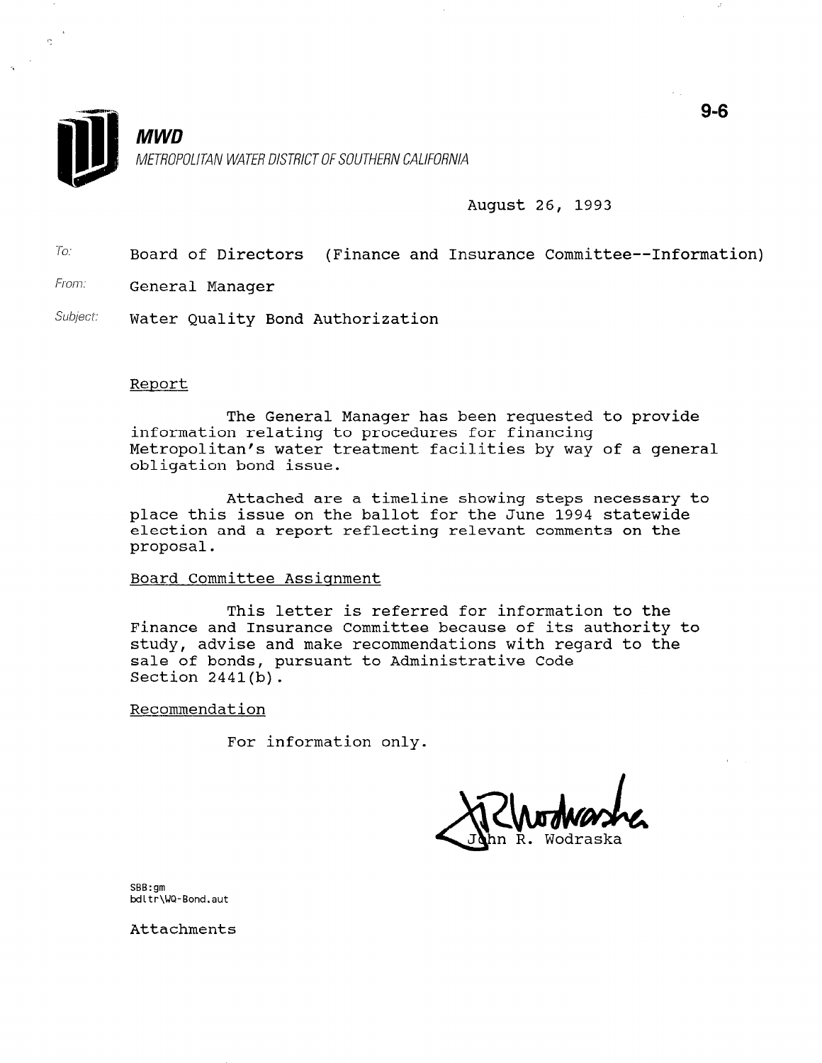9-6

**MWD**

*METROPOLITAN WATER DISTRICT OF SOUTHERN CALIFORNIA*

August 26, 1993

To: Board of Directors (Finance and Insurance Committee--Information)

From: General Manager

Subject: Water Quality Bond Authorization

## Report

The General Manager has been requested to provide information relating to procedures for financing Metropolitan's water treatment facilities by way of a general obligation bond issue.

Attached are a timeline showing steps necessary to place this issue on the ballot for the June 1994 statewide election and a report reflecting relevant comments on the proposal.

## Board Committee Assignment

This letter is referred for information to the Finance and Insurance Committee because of its authority to study, advise and make recommendations with regard to the sale of bonds, pursuant to Administrative Code Section 2441(b).

## Recommendation

For information only.

John R. Wodraska

SBB:gm
bdltr\WQ-Bond.aut

Attachments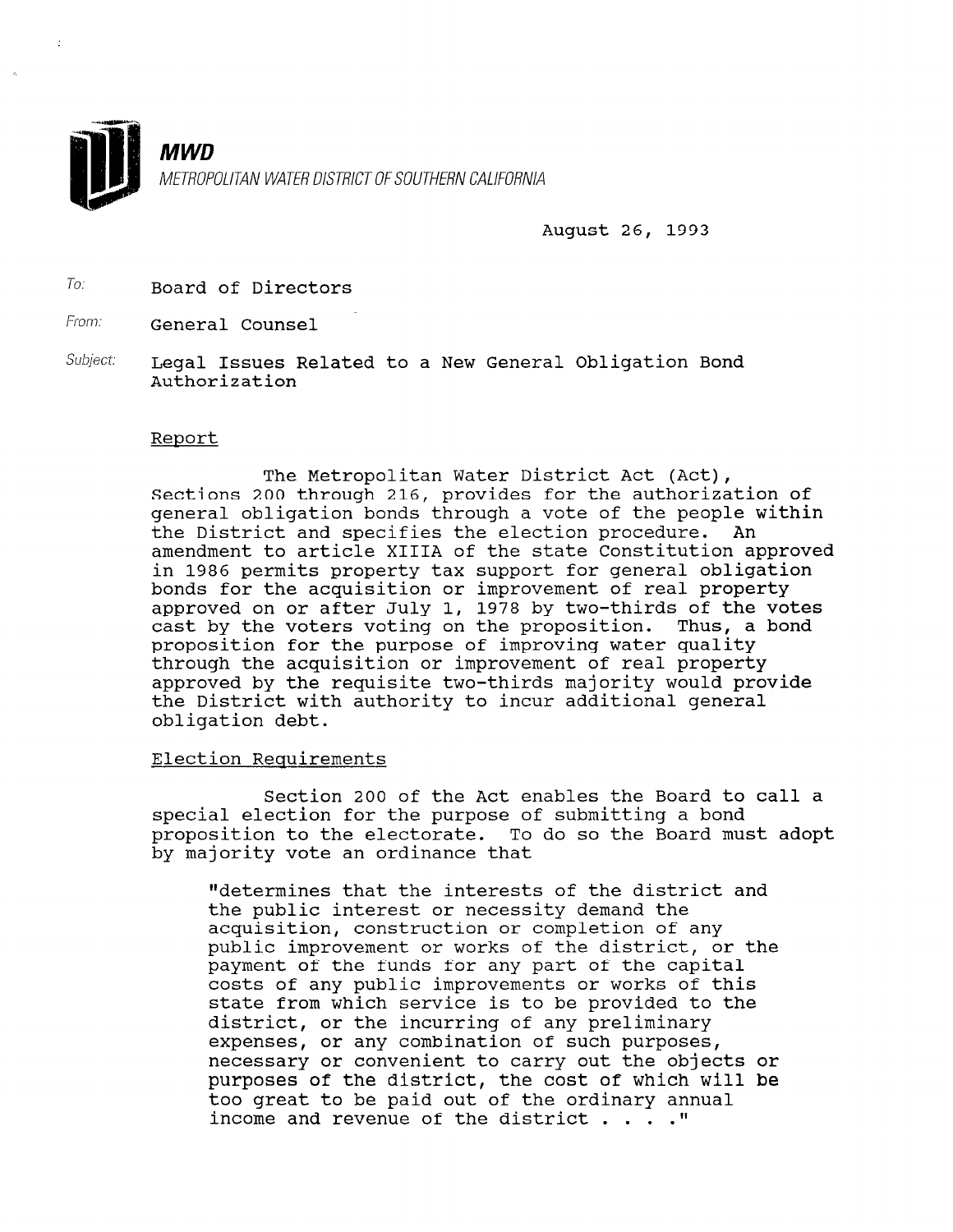**MWD**
METROPOLITAN WATER DISTRICT OF SOUTHERN CALIFORNIA

August 26, 1993

To: Board of Directors

From: General Counsel

Subject: Legal Issues Related to a New General Obligation Bond Authorization

Report

The Metropolitan Water District Act (Act), Sections 200 through 216, provides for the authorization of general obligation bonds through a vote of the people within the District and specifies the election procedure. An amendment to article XIIIA of the state Constitution approved in 1986 permits property tax support for general obligation bonds for the acquisition or improvement of real property approved on or after July 1, 1978 by two-thirds of the votes cast by the voters voting on the proposition. Thus, a bond proposition for the purpose of improving water quality through the acquisition or improvement of real property approved by the requisite two-thirds majority would provide the District with authority to incur additional general obligation debt.

Election Requirements

Section 200 of the Act enables the Board to call a special election for the purpose of submitting a bond proposition to the electorate. To do so the Board must adopt by majority vote an ordinance that

> "determines that the interests of the district and the public interest or necessity demand the acquisition, construction or completion of any public improvement or works of the district, or the payment of the funds for any part of the capital costs of any public improvements or works of this state from which service is to be provided to the district, or the incurring of any preliminary expenses, or any combination of such purposes, necessary or convenient to carry out the objects or purposes of the district, the cost of which will be too great to be paid out of the ordinary annual income and revenue of the district . . . ."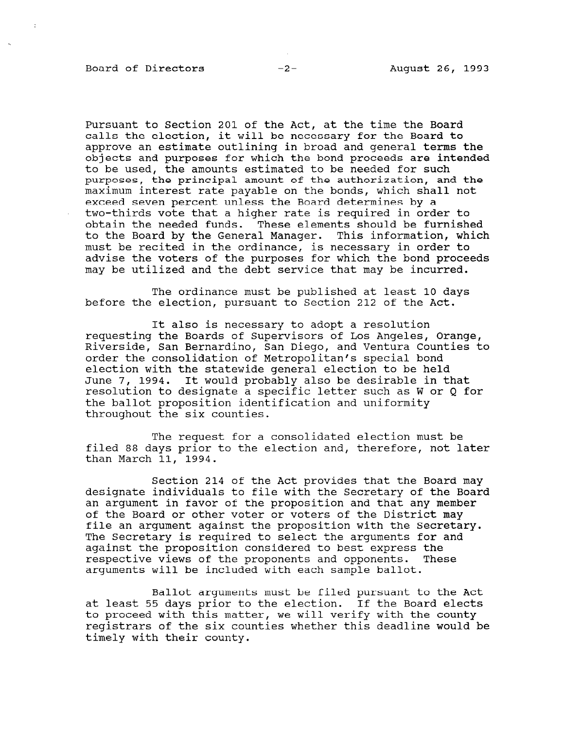Pursuant to Section 201 of the Act, at the time the Board calls the election, it will be necessary for the Board to approve an estimate outlining in broad and general terms the objects and purposes for which the bond proceeds are intended to be used, the amounts estimated to be needed for such purposes, the principal amount of the authorization, and the maximum interest rate payable on the bonds, which shall not exceed seven percent unless the Board determines by a two-thirds vote that a higher rate is required in order to obtain the needed funds. These elements should be furnished to the Board by the General Manager. This information, which must be recited in the ordinance, is necessary in order to advise the voters of the purposes for which the bond proceeds may be utilized and the debt service that may be incurred.

The ordinance must be published at least 10 days before the election, pursuant to Section 212 of the Act.

It also is necessary to adopt a resolution requesting the Boards of Supervisors of Los Angeles, Orange, Riverside, San Bernardino, San Diego, and Ventura Counties to order the consolidation of Metropolitan's special bond election with the statewide general election to be held June 7, 1994. It would probably also be desirable in that resolution to designate a specific letter such as W or Q for the ballot proposition identification and uniformity throughout the six counties.

The request for a consolidated election must be filed 88 days prior to the election and, therefore, not later than March 11, 1994.

Section 214 of the Act provides that the Board may designate individuals to file with the Secretary of the Board an argument in favor of the proposition and that any member of the Board or other voter or voters of the District may file an argument against the proposition with the Secretary. The Secretary is required to select the arguments for and against the proposition considered to best express the respective views of the proponents and opponents. These arguments will be included with each sample ballot.

Ballot arguments must be filed pursuant to the Act at least 55 days prior to the election. If the Board elects to proceed with this matter, we will verify with the county registrars of the six counties whether this deadline would be timely with their county.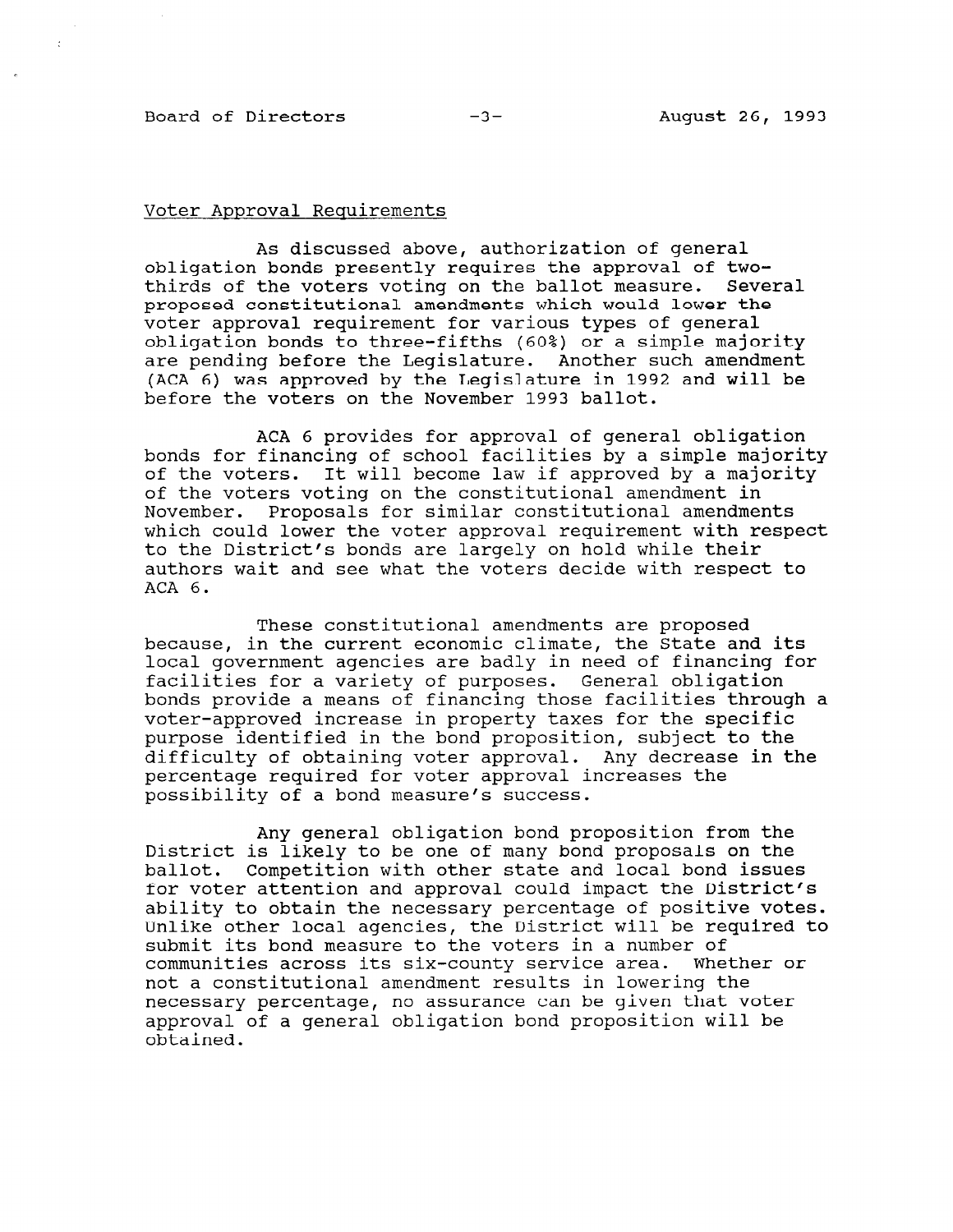Voter Approval Requirements

As discussed above, authorization of general obligation bonds presently requires the approval of two-thirds of the voters voting on the ballot measure. Several proposed constitutional amendments which would lower the voter approval requirement for various types of general obligation bonds to three-fifths (60%) or a simple majority are pending before the Legislature. Another such amendment (ACA 6) was approved by the Legislature in 1992 and will be before the voters on the November 1993 ballot.

ACA 6 provides for approval of general obligation bonds for financing of school facilities by a simple majority of the voters. It will become law if approved by a majority of the voters voting on the constitutional amendment in November. Proposals for similar constitutional amendments which could lower the voter approval requirement with respect to the District's bonds are largely on hold while their authors wait and see what the voters decide with respect to ACA 6.

These constitutional amendments are proposed because, in the current economic climate, the State and its local government agencies are badly in need of financing for facilities for a variety of purposes. General obligation bonds provide a means of financing those facilities through a voter-approved increase in property taxes for the specific purpose identified in the bond proposition, subject to the difficulty of obtaining voter approval. Any decrease in the percentage required for voter approval increases the possibility of a bond measure's success.

Any general obligation bond proposition from the District is likely to be one of many bond proposals on the ballot. Competition with other state and local bond issues for voter attention and approval could impact the District's ability to obtain the necessary percentage of positive votes. Unlike other local agencies, the District will be required to submit its bond measure to the voters in a number of communities across its six-county service area. Whether or not a constitutional amendment results in lowering the necessary percentage, no assurance can be given that voter approval of a general obligation bond proposition will be obtained.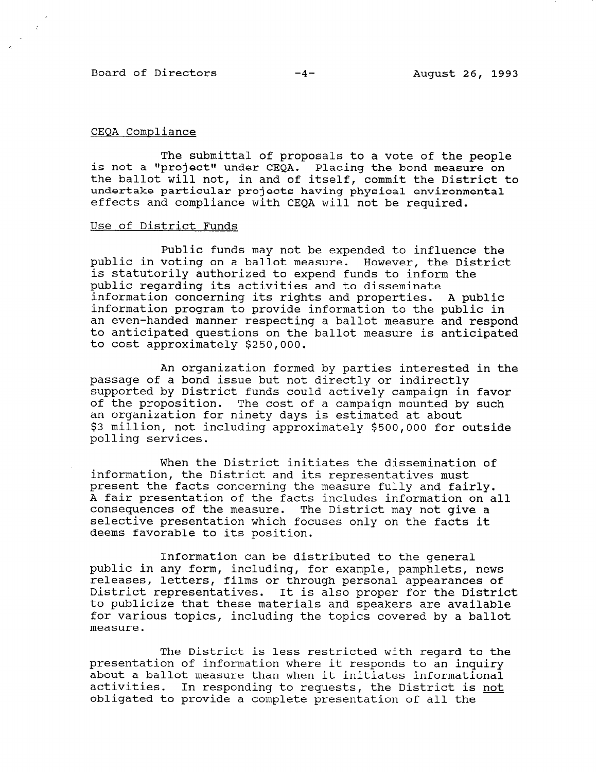CEQA Compliance

The submittal of proposals to a vote of the people is not a "project" under CEQA. Placing the bond measure on the ballot will not, in and of itself, commit the District to undertake particular projects having physical environmental effects and compliance with CEQA will not be required.

Use of District Funds

Public funds may not be expended to influence the public in voting on a ballot measure. However, the District is statutorily authorized to expend funds to inform the public regarding its activities and to disseminate information concerning its rights and properties. A public information program to provide information to the public in an even-handed manner respecting a ballot measure and respond to anticipated questions on the ballot measure is anticipated to cost approximately $250,000.

An organization formed by parties interested in the passage of a bond issue but not directly or indirectly supported by District funds could actively campaign in favor of the proposition. The cost of a campaign mounted by such an organization for ninety days is estimated at about $3 million, not including approximately $500,000 for outside polling services.

When the District initiates the dissemination of information, the District and its representatives must present the facts concerning the measure fully and fairly. A fair presentation of the facts includes information on all consequences of the measure. The District may not give a selective presentation which focuses only on the facts it deems favorable to its position.

Information can be distributed to the general public in any form, including, for example, pamphlets, news releases, letters, films or through personal appearances of District representatives. It is also proper for the District to publicize that these materials and speakers are available for various topics, including the topics covered by a ballot measure.

The District is less restricted with regard to the presentation of information where it responds to an inquiry about a ballot measure than when it initiates informational activities. In responding to requests, the District is not obligated to provide a complete presentation of all the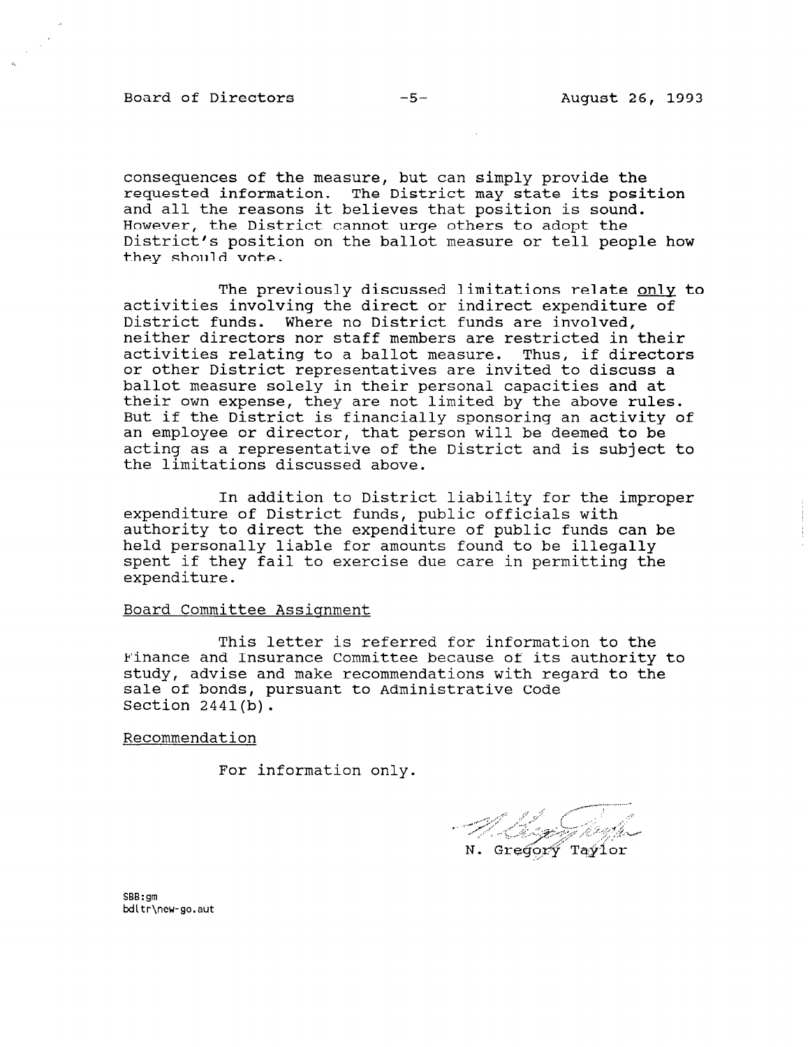consequences of the measure, but can simply provide the requested information. The District may state its position and all the reasons it believes that position is sound. However, the District cannot urge others to adopt the District's position on the ballot measure or tell people how they should vote.

The previously discussed limitations relate only to activities involving the direct or indirect expenditure of District funds. Where no District funds are involved, neither directors nor staff members are restricted in their activities relating to a ballot measure. Thus, if directors or other District representatives are invited to discuss a ballot measure solely in their personal capacities and at their own expense, they are not limited by the above rules. But if the District is financially sponsoring an activity of an employee or director, that person will be deemed to be acting as a representative of the District and is subject to the limitations discussed above.

In addition to District liability for the improper expenditure of District funds, public officials with authority to direct the expenditure of public funds can be held personally liable for amounts found to be illegally spent if they fail to exercise due care in permitting the expenditure.

Board Committee Assignment

This letter is referred for information to the Finance and Insurance Committee because of its authority to study, advise and make recommendations with regard to the sale of bonds, pursuant to Administrative Code Section 2441(b).

Recommendation

For information only.

N. Gregory Taylor

SBB:gm
bdltr\new-go.aut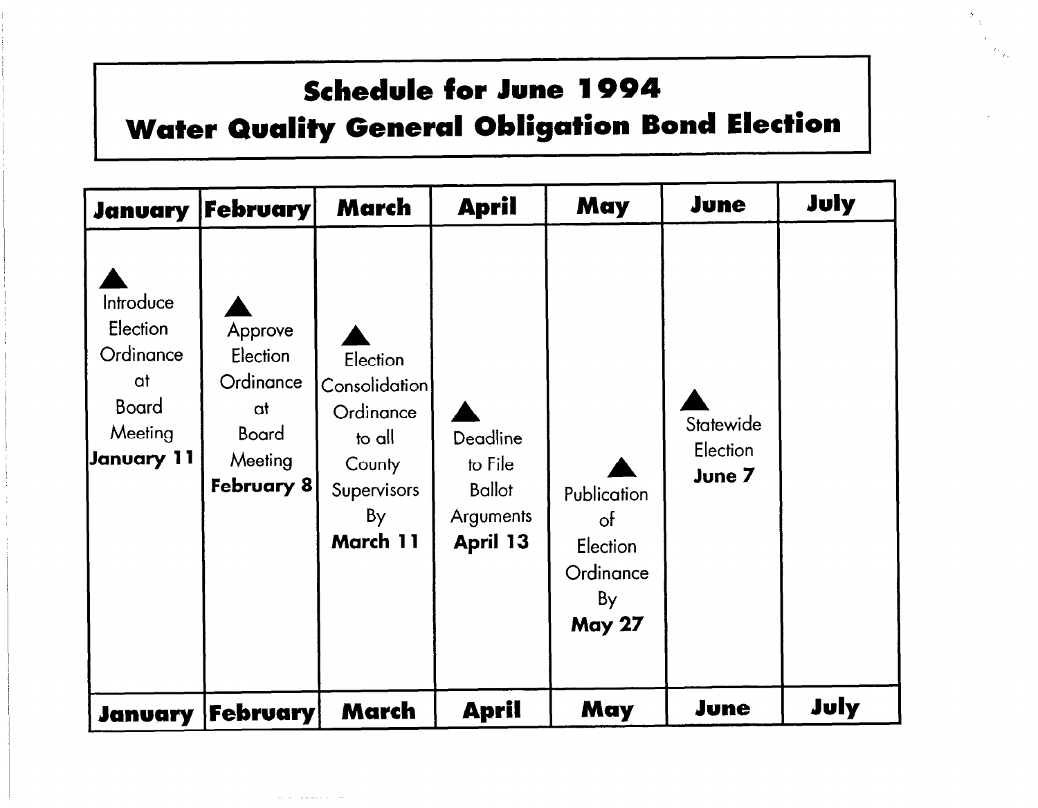# Schedule for June 1994
# Water Quality General Obligation Bond Election

| January | February | March | April | May | June | July |
| --- | --- | --- | --- | --- | --- | --- |
| ▲ Introduce Election Ordinance at Board Meeting **January 11** | ▲ Approve Election Ordinance at Board Meeting **February 8** | ▲ Election Consolidation Ordinance to all County Supervisors By **March 11** | ▲ Deadline to File Ballot Arguments **April 13** | ▲ Publication of Election Ordinance By **May 27** | ▲ Statewide Election **June 7** | |
| **January** | **February** | **March** | **April** | **May** | **June** | **July** |